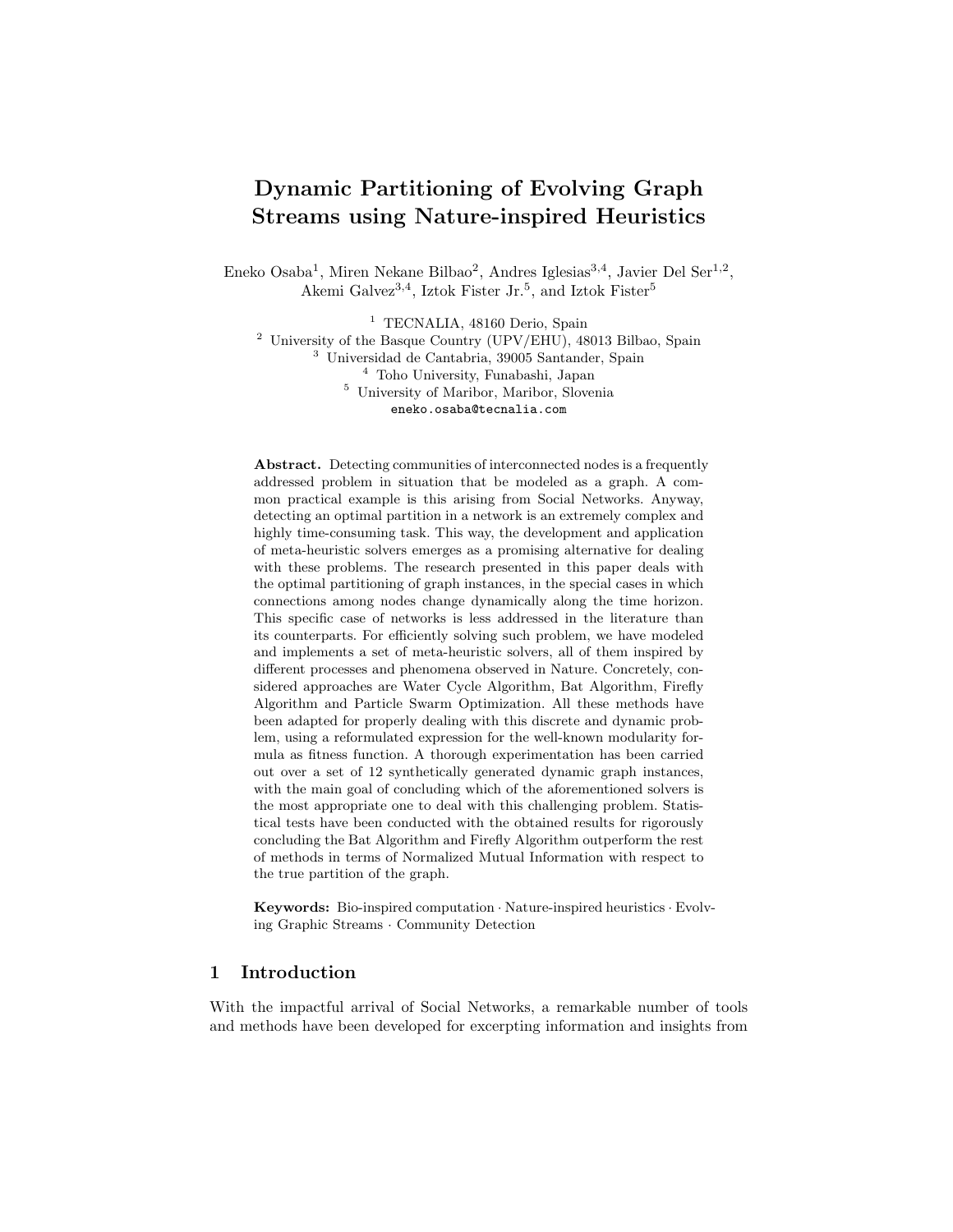# Dynamic Partitioning of Evolving Graph Streams using Nature-inspired Heuristics

Eneko Osaba[1], Miren Nekane Bilbao[2], Andres Iglesias[3,4], Javier Del Ser[1,2], Akemi Galvez[3,4], Iztok Fister Jr.[5], and Iztok Fister[5]

[1] TECNALIA, 48160 Derio, Spain
[2] University of the Basque Country (UPV/EHU), 48013 Bilbao, Spain
[3] Universidad de Cantabria, 39005 Santander, Spain
[4] Toho University, Funabashi, Japan
[5] University of Maribor, Maribor, Slovenia
eneko.osaba@tecnalia.com

**Abstract.** Detecting communities of interconnected nodes is a frequently addressed problem in situation that be modeled as a graph. A common practical example is this arising from Social Networks. Anyway, detecting an optimal partition in a network is an extremely complex and highly time-consuming task. This way, the development and application of meta-heuristic solvers emerges as a promising alternative for dealing with these problems. The research presented in this paper deals with the optimal partitioning of graph instances, in the special cases in which connections among nodes change dynamically along the time horizon. This specific case of networks is less addressed in the literature than its counterparts. For efficiently solving such problem, we have modeled and implements a set of meta-heuristic solvers, all of them inspired by different processes and phenomena observed in Nature. Concretely, considered approaches are Water Cycle Algorithm, Bat Algorithm, Firefly Algorithm and Particle Swarm Optimization. All these methods have been adapted for properly dealing with this discrete and dynamic problem, using a reformulated expression for the well-known modularity formula as fitness function. A thorough experimentation has been carried out over a set of 12 synthetically generated dynamic graph instances, with the main goal of concluding which of the aforementioned solvers is the most appropriate one to deal with this challenging problem. Statistical tests have been conducted with the obtained results for rigorously concluding the Bat Algorithm and Firefly Algorithm outperform the rest of methods in terms of Normalized Mutual Information with respect to the true partition of the graph.

**Keywords:** Bio-inspired computation · Nature-inspired heuristics · Evolving Graphic Streams · Community Detection

## 1 Introduction

With the impactful arrival of Social Networks, a remarkable number of tools and methods have been developed for excerpting information and insights from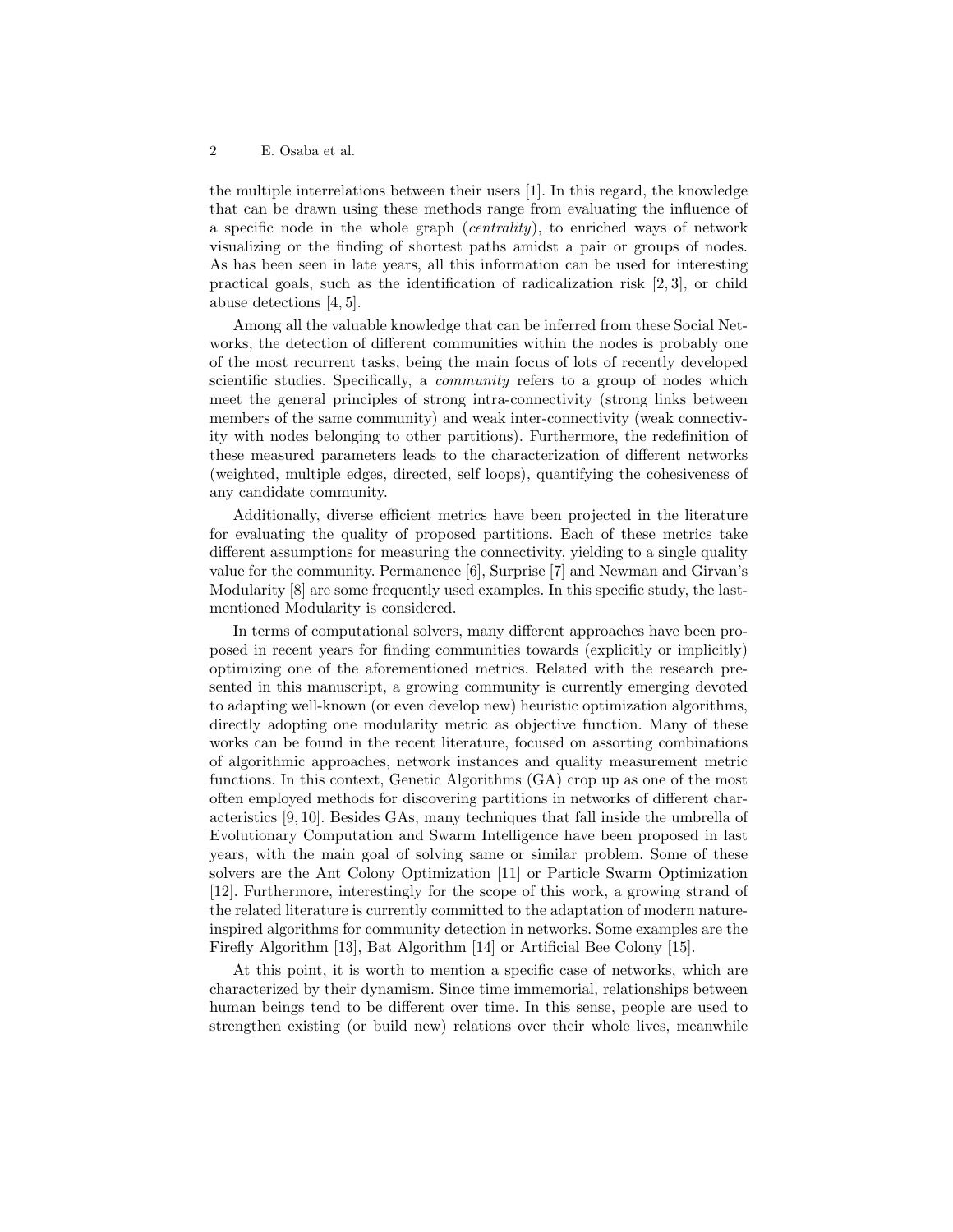the multiple interrelations between their users [1]. In this regard, the knowledge that can be drawn using these methods range from evaluating the influence of a specific node in the whole graph (*centrality*), to enriched ways of network visualizing or the finding of shortest paths amidst a pair or groups of nodes. As has been seen in late years, all this information can be used for interesting practical goals, such as the identification of radicalization risk [2, 3], or child abuse detections [4, 5].

Among all the valuable knowledge that can be inferred from these Social Networks, the detection of different communities within the nodes is probably one of the most recurrent tasks, being the main focus of lots of recently developed scientific studies. Specifically, a *community* refers to a group of nodes which meet the general principles of strong intra-connectivity (strong links between members of the same community) and weak inter-connectivity (weak connectivity with nodes belonging to other partitions). Furthermore, the redefinition of these measured parameters leads to the characterization of different networks (weighted, multiple edges, directed, self loops), quantifying the cohesiveness of any candidate community.

Additionally, diverse efficient metrics have been projected in the literature for evaluating the quality of proposed partitions. Each of these metrics take different assumptions for measuring the connectivity, yielding to a single quality value for the community. Permanence [6], Surprise [7] and Newman and Girvan's Modularity [8] are some frequently used examples. In this specific study, the last-mentioned Modularity is considered.

In terms of computational solvers, many different approaches have been proposed in recent years for finding communities towards (explicitly or implicitly) optimizing one of the aforementioned metrics. Related with the research presented in this manuscript, a growing community is currently emerging devoted to adapting well-known (or even develop new) heuristic optimization algorithms, directly adopting one modularity metric as objective function. Many of these works can be found in the recent literature, focused on assorting combinations of algorithmic approaches, network instances and quality measurement metric functions. In this context, Genetic Algorithms (GA) crop up as one of the most often employed methods for discovering partitions in networks of different characteristics [9, 10]. Besides GAs, many techniques that fall inside the umbrella of Evolutionary Computation and Swarm Intelligence have been proposed in last years, with the main goal of solving same or similar problem. Some of these solvers are the Ant Colony Optimization [11] or Particle Swarm Optimization [12]. Furthermore, interestingly for the scope of this work, a growing strand of the related literature is currently committed to the adaptation of modern nature-inspired algorithms for community detection in networks. Some examples are the Firefly Algorithm [13], Bat Algorithm [14] or Artificial Bee Colony [15].

At this point, it is worth to mention a specific case of networks, which are characterized by their dynamism. Since time immemorial, relationships between human beings tend to be different over time. In this sense, people are used to strengthen existing (or build new) relations over their whole lives, meanwhile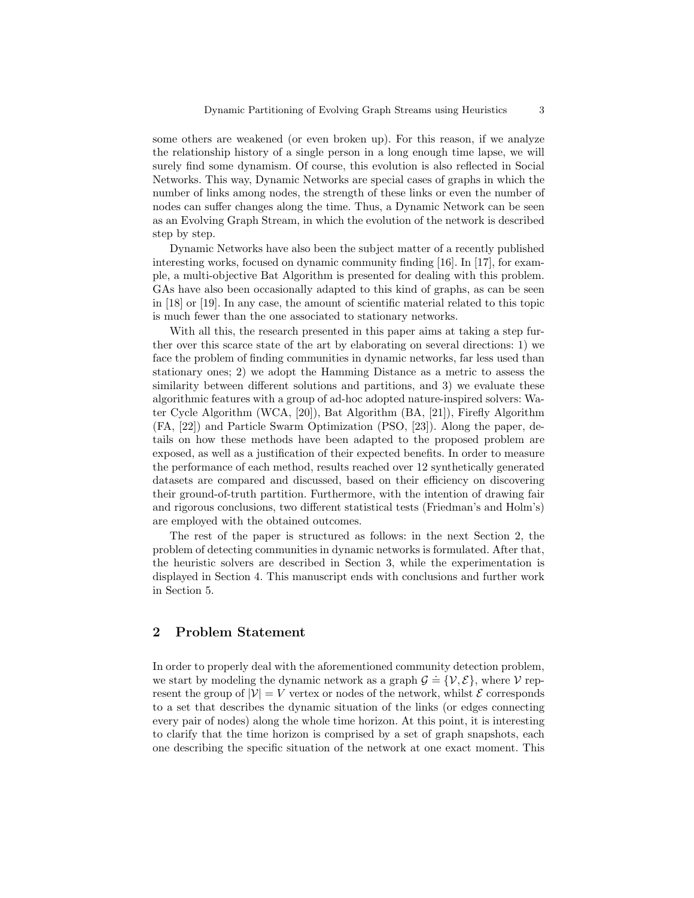some others are weakened (or even broken up). For this reason, if we analyze the relationship history of a single person in a long enough time lapse, we will surely find some dynamism. Of course, this evolution is also reflected in Social Networks. This way, Dynamic Networks are special cases of graphs in which the number of links among nodes, the strength of these links or even the number of nodes can suffer changes along the time. Thus, a Dynamic Network can be seen as an Evolving Graph Stream, in which the evolution of the network is described step by step.

Dynamic Networks have also been the subject matter of a recently published interesting works, focused on dynamic community finding [16]. In [17], for example, a multi-objective Bat Algorithm is presented for dealing with this problem. GAs have also been occasionally adapted to this kind of graphs, as can be seen in [18] or [19]. In any case, the amount of scientific material related to this topic is much fewer than the one associated to stationary networks.

With all this, the research presented in this paper aims at taking a step further over this scarce state of the art by elaborating on several directions: 1) we face the problem of finding communities in dynamic networks, far less used than stationary ones; 2) we adopt the Hamming Distance as a metric to assess the similarity between different solutions and partitions, and 3) we evaluate these algorithmic features with a group of ad-hoc adopted nature-inspired solvers: Water Cycle Algorithm (WCA, [20]), Bat Algorithm (BA, [21]), Firefly Algorithm (FA, [22]) and Particle Swarm Optimization (PSO, [23]). Along the paper, details on how these methods have been adapted to the proposed problem are exposed, as well as a justification of their expected benefits. In order to measure the performance of each method, results reached over 12 synthetically generated datasets are compared and discussed, based on their efficiency on discovering their ground-of-truth partition. Furthermore, with the intention of drawing fair and rigorous conclusions, two different statistical tests (Friedman's and Holm's) are employed with the obtained outcomes.

The rest of the paper is structured as follows: in the next Section 2, the problem of detecting communities in dynamic networks is formulated. After that, the heuristic solvers are described in Section 3, while the experimentation is displayed in Section 4. This manuscript ends with conclusions and further work in Section 5.

## 2 Problem Statement

In order to properly deal with the aforementioned community detection problem, we start by modeling the dynamic network as a graph $\mathcal{G} \doteq \{\mathcal{V}, \mathcal{E}\}$, where $\mathcal{V}$ represent the group of $|\mathcal{V}| = V$ vertex or nodes of the network, whilst $\mathcal{E}$ corresponds to a set that describes the dynamic situation of the links (or edges connecting every pair of nodes) along the whole time horizon. At this point, it is interesting to clarify that the time horizon is comprised by a set of graph snapshots, each one describing the specific situation of the network at one exact moment. This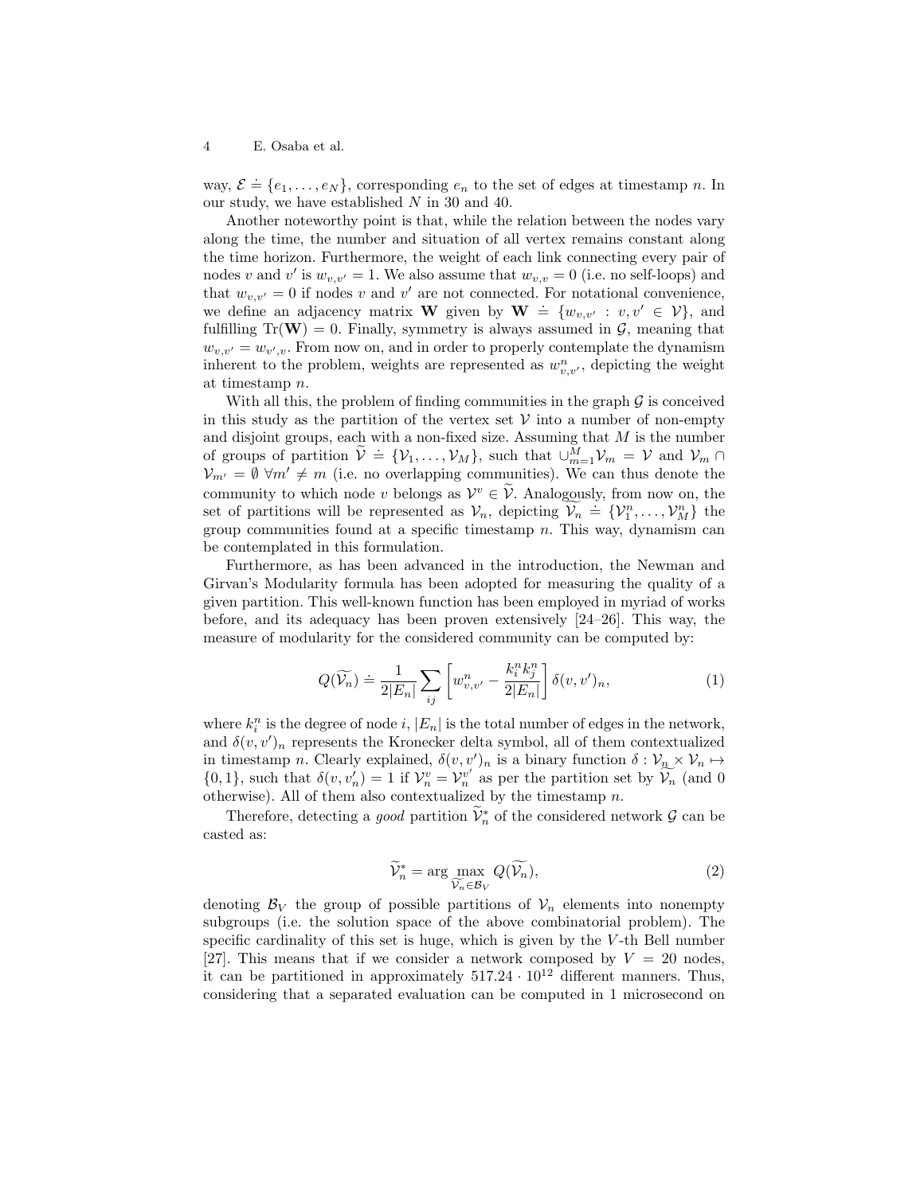way, $\mathcal{E} \doteq \{e_1, \ldots, e_N\}$, corresponding $e_n$ to the set of edges at timestamp $n$. In our study, we have established $N$ in 30 and 40.

Another noteworthy point is that, while the relation between the nodes vary along the time, the number and situation of all vertex remains constant along the time horizon. Furthermore, the weight of each link connecting every pair of nodes $v$ and $v'$ is $w_{v,v'} = 1$. We also assume that $w_{v,v} = 0$ (i.e. no self-loops) and that $w_{v,v'} = 0$ if nodes $v$ and $v'$ are not connected. For notational convenience, we define an adjacency matrix $\mathbf{W}$ given by $\mathbf{W} \doteq \{w_{v,v'} : v, v' \in \mathcal{V}\}$, and fulfilling $\mathrm{Tr}(\mathbf{W}) = 0$. Finally, symmetry is always assumed in $\mathcal{G}$, meaning that $w_{v,v'} = w_{v',v}$. From now on, and in order to properly contemplate the dynamism inherent to the problem, weights are represented as $w^n_{v,v'}$, depicting the weight at timestamp $n$.

With all this, the problem of finding communities in the graph $\mathcal{G}$ is conceived in this study as the partition of the vertex set $\mathcal{V}$ into a number of non-empty and disjoint groups, each with a non-fixed size. Assuming that $M$ is the number of groups of partition $\widetilde{\mathcal{V}} \doteq \{\mathcal{V}_1, \ldots, \mathcal{V}_M\}$, such that $\cup_{m=1}^{M} \mathcal{V}_m = \mathcal{V}$ and $\mathcal{V}_m \cap \mathcal{V}_{m'} = \emptyset \ \forall m' \neq m$ (i.e. no overlapping communities). We can thus denote the community to which node $v$ belongs as $\mathcal{V}^v \in \widetilde{\mathcal{V}}$. Analogously, from now on, the set of partitions will be represented as $\mathcal{V}_n$, depicting $\widetilde{\mathcal{V}_n} \doteq \{\mathcal{V}^n_1, \ldots, \mathcal{V}^n_M\}$ the group communities found at a specific timestamp $n$. This way, dynamism can be contemplated in this formulation.

Furthermore, as has been advanced in the introduction, the Newman and Girvan's Modularity formula has been adopted for measuring the quality of a given partition. This well-known function has been employed in myriad of works before, and its adequacy has been proven extensively [24–26]. This way, the measure of modularity for the considered community can be computed by:

$$Q(\widetilde{\mathcal{V}_n}) \doteq \frac{1}{2|E_n|} \sum_{ij} \left[ w^n_{v,v'} - \frac{k^n_i k^n_j}{2|E_n|} \right] \delta(v, v')_n, \tag{1}$$

where $k^n_i$ is the degree of node $i$, $|E_n|$ is the total number of edges in the network, and $\delta(v, v')_n$ represents the Kronecker delta symbol, all of them contextualized in timestamp $n$. Clearly explained, $\delta(v, v')_n$ is a binary function $\delta : \mathcal{V}_n \times \mathcal{V}_n \mapsto \{0, 1\}$, such that $\delta(v, v'_n) = 1$ if $\mathcal{V}^v_n = \mathcal{V}^{v'}_n$ as per the partition set by $\widetilde{\mathcal{V}_n}$ (and 0 otherwise). All of them also contextualized by the timestamp $n$.

Therefore, detecting a *good* partition $\widetilde{\mathcal{V}}^*_n$ of the considered network $\mathcal{G}$ can be casted as:

$$\widetilde{\mathcal{V}}^*_n = \arg \max_{\widetilde{\mathcal{V}_n} \in \mathcal{B}_V} Q(\widetilde{\mathcal{V}_n}), \tag{2}$$

denoting $\mathcal{B}_V$ the group of possible partitions of $\mathcal{V}_n$ elements into nonempty subgroups (i.e. the solution space of the above combinatorial problem). The specific cardinality of this set is huge, which is given by the $V$-th Bell number [27]. This means that if we consider a network composed by $V = 20$ nodes, it can be partitioned in approximately $517.24 \cdot 10^{12}$ different manners. Thus, considering that a separated evaluation can be computed in 1 microsecond on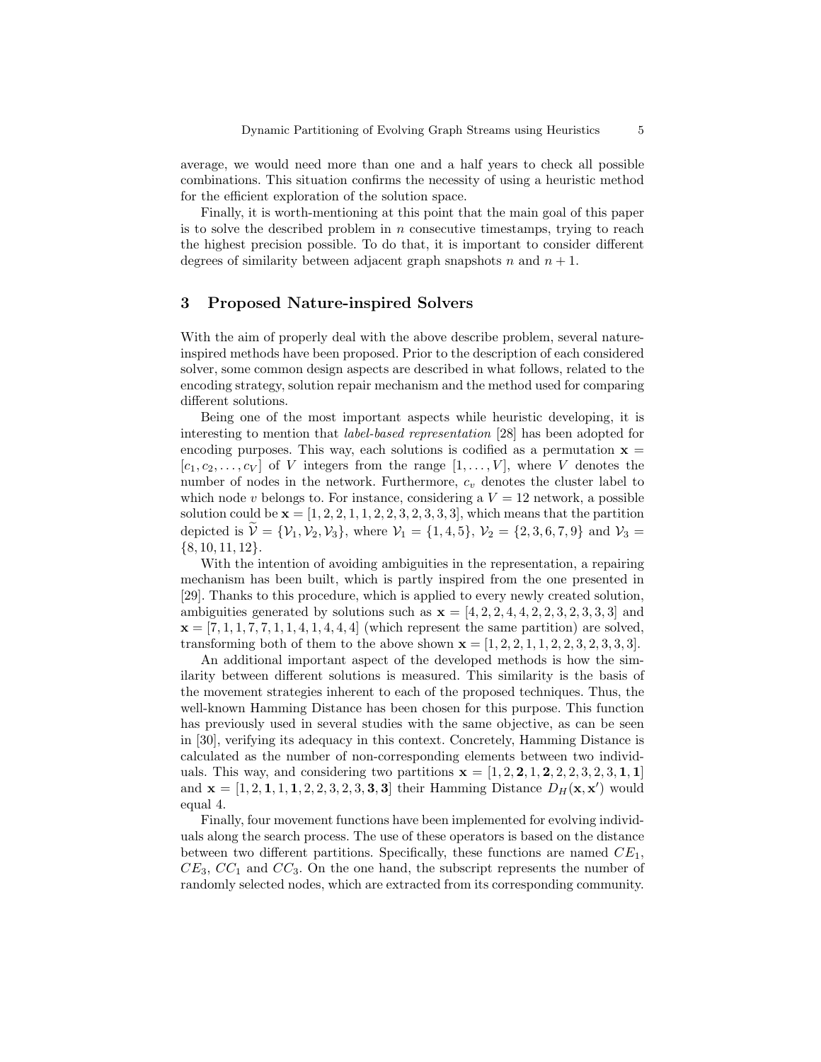average, we would need more than one and a half years to check all possible combinations. This situation confirms the necessity of using a heuristic method for the efficient exploration of the solution space.

Finally, it is worth-mentioning at this point that the main goal of this paper is to solve the described problem in $n$ consecutive timestamps, trying to reach the highest precision possible. To do that, it is important to consider different degrees of similarity between adjacent graph snapshots $n$ and $n+1$.

## 3 Proposed Nature-inspired Solvers

With the aim of properly deal with the above describe problem, several nature-inspired methods have been proposed. Prior to the description of each considered solver, some common design aspects are described in what follows, related to the encoding strategy, solution repair mechanism and the method used for comparing different solutions.

Being one of the most important aspects while heuristic developing, it is interesting to mention that *label-based representation* [28] has been adopted for encoding purposes. This way, each solutions is codified as a permutation $\mathbf{x} = [c_1, c_2, \ldots, c_V]$ of $V$ integers from the range $[1, \ldots, V]$, where $V$ denotes the number of nodes in the network. Furthermore, $c_v$ denotes the cluster label to which node $v$ belongs to. For instance, considering a $V = 12$ network, a possible solution could be $\mathbf{x} = [1, 2, 2, 1, 1, 2, 2, 3, 2, 3, 3, 3]$, which means that the partition depicted is $\widetilde{\mathcal{V}} = \{\mathcal{V}_1, \mathcal{V}_2, \mathcal{V}_3\}$, where $\mathcal{V}_1 = \{1, 4, 5\}$, $\mathcal{V}_2 = \{2, 3, 6, 7, 9\}$ and $\mathcal{V}_3 = \{8, 10, 11, 12\}$.

With the intention of avoiding ambiguities in the representation, a repairing mechanism has been built, which is partly inspired from the one presented in [29]. Thanks to this procedure, which is applied to every newly created solution, ambiguities generated by solutions such as $\mathbf{x} = [4, 2, 2, 4, 4, 2, 2, 3, 2, 3, 3, 3]$ and $\mathbf{x} = [7, 1, 1, 7, 7, 1, 1, 4, 1, 4, 4, 4]$ (which represent the same partition) are solved, transforming both of them to the above shown $\mathbf{x} = [1, 2, 2, 1, 1, 2, 2, 3, 2, 3, 3, 3]$.

An additional important aspect of the developed methods is how the similarity between different solutions is measured. This similarity is the basis of the movement strategies inherent to each of the proposed techniques. Thus, the well-known Hamming Distance has been chosen for this purpose. This function has previously used in several studies with the same objective, as can be seen in [30], verifying its adequacy in this context. Concretely, Hamming Distance is calculated as the number of non-corresponding elements between two individuals. This way, and considering two partitions $\mathbf{x} = [1, 2, \mathbf{2}, 1, \mathbf{2}, 2, 2, 3, 2, 3, \mathbf{1}, \mathbf{1}]$ and $\mathbf{x} = [1, 2, \mathbf{1}, 1, \mathbf{1}, 2, 2, 3, 2, 3, \mathbf{3}, \mathbf{3}]$ their Hamming Distance $D_H(\mathbf{x}, \mathbf{x}')$ would equal 4.

Finally, four movement functions have been implemented for evolving individuals along the search process. The use of these operators is based on the distance between two different partitions. Specifically, these functions are named $CE_1$, $CE_3$, $CC_1$ and $CC_3$. On the one hand, the subscript represents the number of randomly selected nodes, which are extracted from its corresponding community.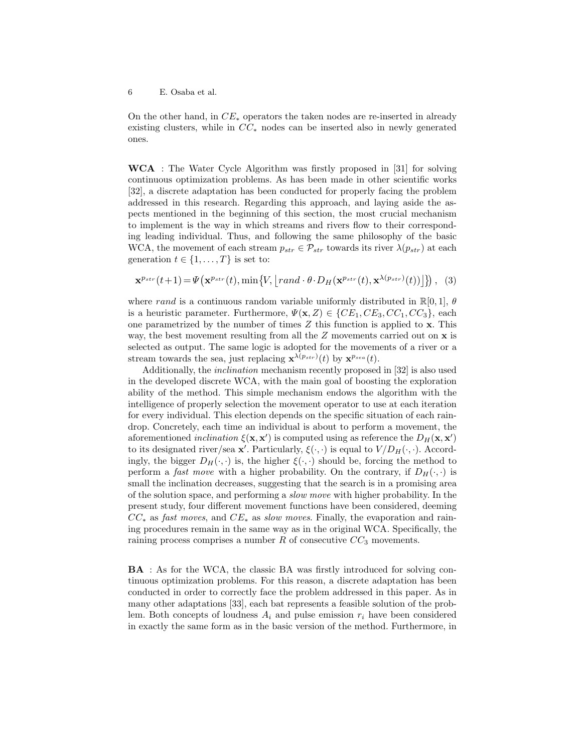On the other hand, in $CE_*$ operators the taken nodes are re-inserted in already existing clusters, while in $CC_*$ nodes can be inserted also in newly generated ones.

**WCA** : The Water Cycle Algorithm was firstly proposed in [31] for solving continuous optimization problems. As has been made in other scientific works [32], a discrete adaptation has been conducted for properly facing the problem addressed in this research. Regarding this approach, and laying aside the aspects mentioned in the beginning of this section, the most crucial mechanism to implement is the way in which streams and rivers flow to their corresponding leading individual. Thus, and following the same philosophy of the basic WCA, the movement of each stream $p_{str} \in \mathcal{P}_{str}$ towards its river $\lambda(p_{str})$ at each generation $t \in \{1, \ldots, T\}$ is set to:

$$\mathbf{x}^{p_{str}}(t+1) = \Psi\big(\mathbf{x}^{p_{str}}(t), \min\big\{V, \lfloor rand \cdot \theta \cdot D_H(\mathbf{x}^{p_{str}}(t), \mathbf{x}^{\lambda(p_{str})}(t)) \rfloor\big\}\big), \quad (3)$$

where $rand$ is a continuous random variable uniformly distributed in $\mathbb{R}[0,1]$, $\theta$ is a heuristic parameter. Furthermore, $\Psi(\mathbf{x}, Z) \in \{CE_1, CE_3, CC_1, CC_3\}$, each one parametrized by the number of times $Z$ this function is applied to $\mathbf{x}$. This way, the best movement resulting from all the $Z$ movements carried out on $\mathbf{x}$ is selected as output. The same logic is adopted for the movements of a river or a stream towards the sea, just replacing $\mathbf{x}^{\lambda(p_{str})}(t)$ by $\mathbf{x}^{p_{sea}}(t)$.

Additionally, the *inclination* mechanism recently proposed in [32] is also used in the developed discrete WCA, with the main goal of boosting the exploration ability of the method. This simple mechanism endows the algorithm with the intelligence of properly selection the movement operator to use at each iteration for every individual. This election depends on the specific situation of each raindrop. Concretely, each time an individual is about to perform a movement, the aforementioned *inclination* $\xi(\mathbf{x}, \mathbf{x}')$ is computed using as reference the $D_H(\mathbf{x}, \mathbf{x}')$ to its designated river/sea $\mathbf{x}'$. Particularly, $\xi(\cdot, \cdot)$ is equal to $V/D_H(\cdot, \cdot)$. Accordingly, the bigger $D_H(\cdot, \cdot)$ is, the higher $\xi(\cdot, \cdot)$ should be, forcing the method to perform a *fast move* with a higher probability. On the contrary, if $D_H(\cdot, \cdot)$ is small the inclination decreases, suggesting that the search is in a promising area of the solution space, and performing a *slow move* with higher probability. In the present study, four different movement functions have been considered, deeming $CC_*$ as *fast moves*, and $CE_*$ as *slow moves*. Finally, the evaporation and raining procedures remain in the same way as in the original WCA. Specifically, the raining process comprises a number $R$ of consecutive $CC_3$ movements.

**BA** : As for the WCA, the classic BA was firstly introduced for solving continuous optimization problems. For this reason, a discrete adaptation has been conducted in order to correctly face the problem addressed in this paper. As in many other adaptations [33], each bat represents a feasible solution of the problem. Both concepts of loudness $A_i$ and pulse emission $r_i$ have been considered in exactly the same form as in the basic version of the method. Furthermore, in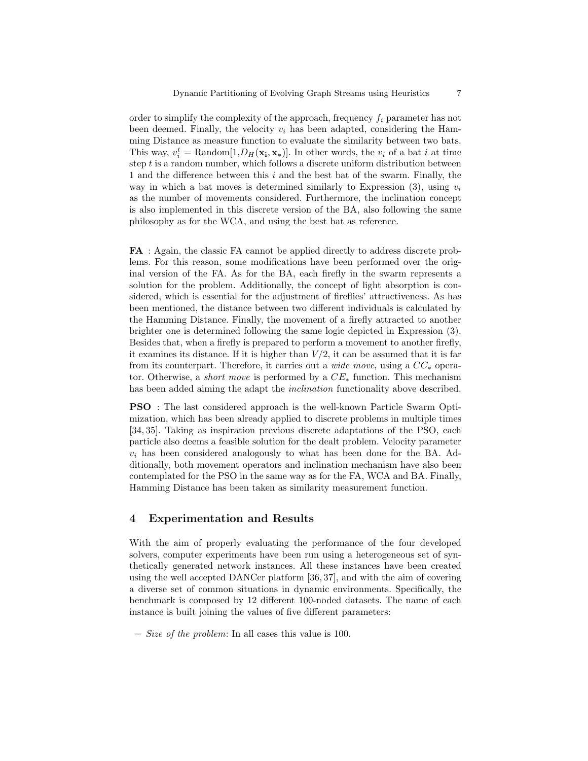order to simplify the complexity of the approach, frequency $f_i$ parameter has not been deemed. Finally, the velocity $v_i$ has been adapted, considering the Hamming Distance as measure function to evaluate the similarity between two bats. This way, $v_i^t = \text{Random}[1, D_H(\mathbf{x_i}, \mathbf{x_*})]$. In other words, the $v_i$ of a bat $i$ at time step $t$ is a random number, which follows a discrete uniform distribution between 1 and the difference between this $i$ and the best bat of the swarm. Finally, the way in which a bat moves is determined similarly to Expression (3), using $v_i$ as the number of movements considered. Furthermore, the inclination concept is also implemented in this discrete version of the BA, also following the same philosophy as for the WCA, and using the best bat as reference.

**FA** : Again, the classic FA cannot be applied directly to address discrete problems. For this reason, some modifications have been performed over the original version of the FA. As for the BA, each firefly in the swarm represents a solution for the problem. Additionally, the concept of light absorption is considered, which is essential for the adjustment of fireflies' attractiveness. As has been mentioned, the distance between two different individuals is calculated by the Hamming Distance. Finally, the movement of a firefly attracted to another brighter one is determined following the same logic depicted in Expression (3). Besides that, when a firefly is prepared to perform a movement to another firefly, it examines its distance. If it is higher than $V/2$, it can be assumed that it is far from its counterpart. Therefore, it carries out a *wide move*, using a $CC_*$ operator. Otherwise, a *short move* is performed by a $CE_*$ function. This mechanism has been added aiming the adapt the *inclination* functionality above described.

**PSO** : The last considered approach is the well-known Particle Swarm Optimization, which has been already applied to discrete problems in multiple times [34, 35]. Taking as inspiration previous discrete adaptations of the PSO, each particle also deems a feasible solution for the dealt problem. Velocity parameter $v_i$ has been considered analogously to what has been done for the BA. Additionally, both movement operators and inclination mechanism have also been contemplated for the PSO in the same way as for the FA, WCA and BA. Finally, Hamming Distance has been taken as similarity measurement function.

## 4 Experimentation and Results

With the aim of properly evaluating the performance of the four developed solvers, computer experiments have been run using a heterogeneous set of synthetically generated network instances. All these instances have been created using the well accepted DANCer platform [36, 37], and with the aim of covering a diverse set of common situations in dynamic environments. Specifically, the benchmark is composed by 12 different 100-noded datasets. The name of each instance is built joining the values of five different parameters:

- *Size of the problem*: In all cases this value is 100.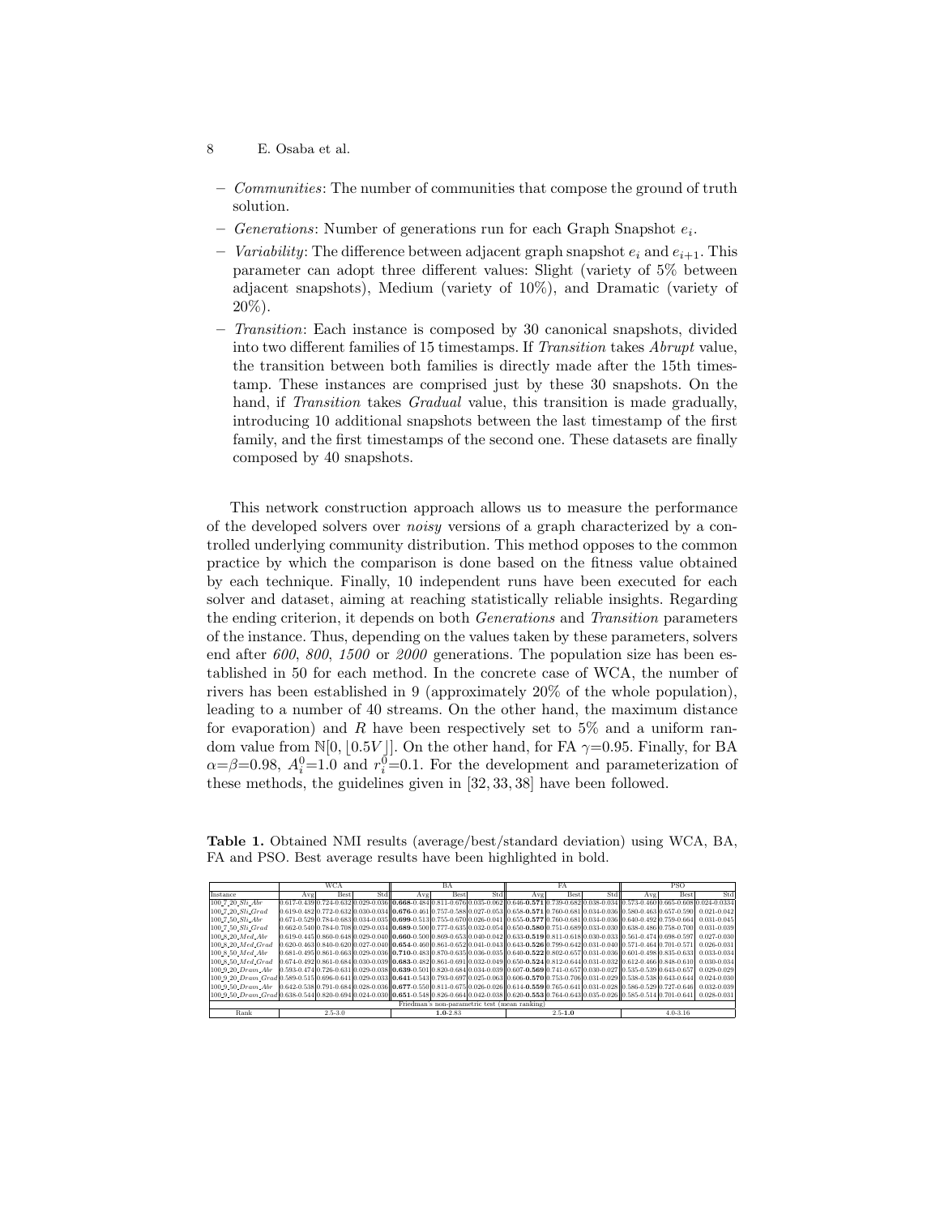- *Communities*: The number of communities that compose the ground of truth solution.
- *Generations*: Number of generations run for each Graph Snapshot $e_i$.
- *Variability*: The difference between adjacent graph snapshot $e_i$ and $e_{i+1}$. This parameter can adopt three different values: Slight (variety of 5% between adjacent snapshots), Medium (variety of 10%), and Dramatic (variety of 20%).
- *Transition*: Each instance is composed by 30 canonical snapshots, divided into two different families of 15 timestamps. If *Transition* takes *Abrupt* value, the transition between both families is directly made after the 15th timestamp. These instances are comprised just by these 30 snapshots. On the hand, if *Transition* takes *Gradual* value, this transition is made gradually, introducing 10 additional snapshots between the last timestamp of the first family, and the first timestamps of the second one. These datasets are finally composed by 40 snapshots.

This network construction approach allows us to measure the performance of the developed solvers over *noisy* versions of a graph characterized by a controlled underlying community distribution. This method opposes to the common practice by which the comparison is done based on the fitness value obtained by each technique. Finally, 10 independent runs have been executed for each solver and dataset, aiming at reaching statistically reliable insights. Regarding the ending criterion, it depends on both *Generations* and *Transition* parameters of the instance. Thus, depending on the values taken by these parameters, solvers end after *600*, *800*, *1500* or *2000* generations. The population size has been established in 50 for each method. In the concrete case of WCA, the number of rivers has been established in 9 (approximately 20% of the whole population), leading to a number of 40 streams. On the other hand, the maximum distance for evaporation) and $R$ have been respectively set to 5% and a uniform random value from $\mathbb{N}[0, \lfloor 0.5V \rfloor]$. On the other hand, for FA $\gamma$=0.95. Finally, for BA $\alpha$=$\beta$=0.98, $A_i^0$=1.0 and $r_i^0$=0.1. For the development and parameterization of these methods, the guidelines given in [32, 33, 38] have been followed.

**Table 1.** Obtained NMI results (average/best/standard deviation) using WCA, BA, FA and PSO. Best average results have been highlighted in bold.

| | WCA | | | BA | | | FA | | | PSO | | |
|---|---|---|---|---|---|---|---|---|---|---|---|---|
| Instance | Avg | Best | Std | Avg | Best | Std | Avg | Best | Std | Avg | Best | Std |
| 100_7_20_*Sli*_*Abr* | 0.617-0.439 | 0.724-0.632 | 0.029-0.036 | **0.668**-0.484 | 0.811-0.676 | 0.035-0.062 | 0.646-**0.571** | 0.739-0.682 | 0.038-0.034 | 0.573-0.460 | 0.665-0.608 | 0.024-0.034 |
| 100_7_20_*Sli*_*Grad* | 0.619-0.482 | 0.772-0.632 | 0.030-0.034 | **0.676**-0.461 | 0.757-0.588 | 0.027-0.053 | 0.658-**0.571** | 0.760-0.681 | 0.034-0.036 | 0.580-0.463 | 0.657-0.590 | 0.021-0.042 |
| 100_7_50_*Sli*_*Abr* | 0.671-0.529 | 0.784-0.683 | 0.034-0.035 | **0.699**-0.513 | 0.755-0.670 | 0.026-0.041 | 0.655-**0.577** | 0.760-0.681 | 0.034-0.036 | 0.640-0.492 | 0.759-0.664 | 0.031-0.045 |
| 100_7_50_*Sli*_*Grad* | 0.662-0.540 | 0.784-0.708 | 0.029-0.034 | **0.689**-0.500 | 0.777-0.635 | 0.032-0.054 | 0.650-**0.580** | 0.751-0.689 | 0.033-0.030 | 0.638-0.486 | 0.758-0.700 | 0.031-0.039 |
| 100_8_20_*Med*_*Abr* | 0.619-0.445 | 0.860-0.648 | 0.029-0.040 | **0.660**-0.500 | 0.869-0.653 | 0.040-0.042 | 0.633-**0.519** | 0.811-0.618 | 0.030-0.033 | 0.561-0.474 | 0.698-0.597 | 0.027-0.030 |
| 100_8_20_*Med*_*Grad* | 0.620-0.463 | 0.840-0.620 | 0.027-0.040 | **0.654**-0.460 | 0.861-0.652 | 0.041-0.043 | 0.643-**0.526** | 0.799-0.642 | 0.031-0.040 | 0.571-0.464 | 0.701-0.571 | 0.026-0.031 |
| 100_8_50_*Med*_*Abr* | 0.681-0.495 | 0.861-0.663 | 0.029-0.036 | **0.710**-0.483 | 0.870-0.635 | 0.036-0.035 | 0.640-**0.522** | 0.802-0.657 | 0.031-0.036 | 0.601-0.498 | 0.835-0.633 | 0.033-0.034 |
| 100_8_50_*Med*_*Grad* | 0.674-0.492 | 0.861-0.684 | 0.030-0.039 | **0.683**-0.482 | 0.861-0.691 | 0.032-0.049 | 0.650-**0.524** | 0.812-0.644 | 0.031-0.032 | 0.612-0.466 | 0.848-0.610 | 0.030-0.034 |
| 100_9_20_*Dram*_*Abr* | 0.593-0.474 | 0.726-0.631 | 0.029-0.038 | **0.639**-0.501 | 0.820-0.684 | 0.034-0.039 | 0.607-**0.569** | 0.741-0.657 | 0.030-0.027 | 0.535-0.539 | 0.643-0.657 | 0.029-0.029 |
| 100_9_20_*Dram*_*Grad* | 0.589-0.515 | 0.696-0.641 | 0.029-0.033 | **0.641**-0.543 | 0.793-0.697 | 0.025-0.063 | 0.606-**0.570** | 0.753-0.706 | 0.031-0.029 | 0.538-0.538 | 0.643-0.644 | 0.024-0.030 |
| 100_9_50_*Dram*_*Abr* | 0.642-0.538 | 0.791-0.684 | 0.028-0.030 | **0.677**-0.550 | 0.811-0.675 | 0.026-0.026 | 0.614-**0.559** | 0.765-0.641 | 0.031-0.028 | 0.586-0.529 | 0.727-0.646 | 0.032-0.039 |
| 100_9_50_*Dram*_*Grad* | 0.638-0.544 | 0.820-0.694 | 0.024-0.030 | **0.651**-0.548 | 0.826-0.664 | 0.042-0.038 | 0.620-**0.553** | 0.764-0.643 | 0.035-0.026 | 0.585-0.514 | 0.701-0.641 | 0.028-0.031 |
| Friedman's non-parametric test (mean ranking) | | | | | | | | | | | | |
| Rank | 2.5-3.0 | | | **1.0**-2.83 | | | 2.5-**1.0** | | | 4.0-3.16 | | |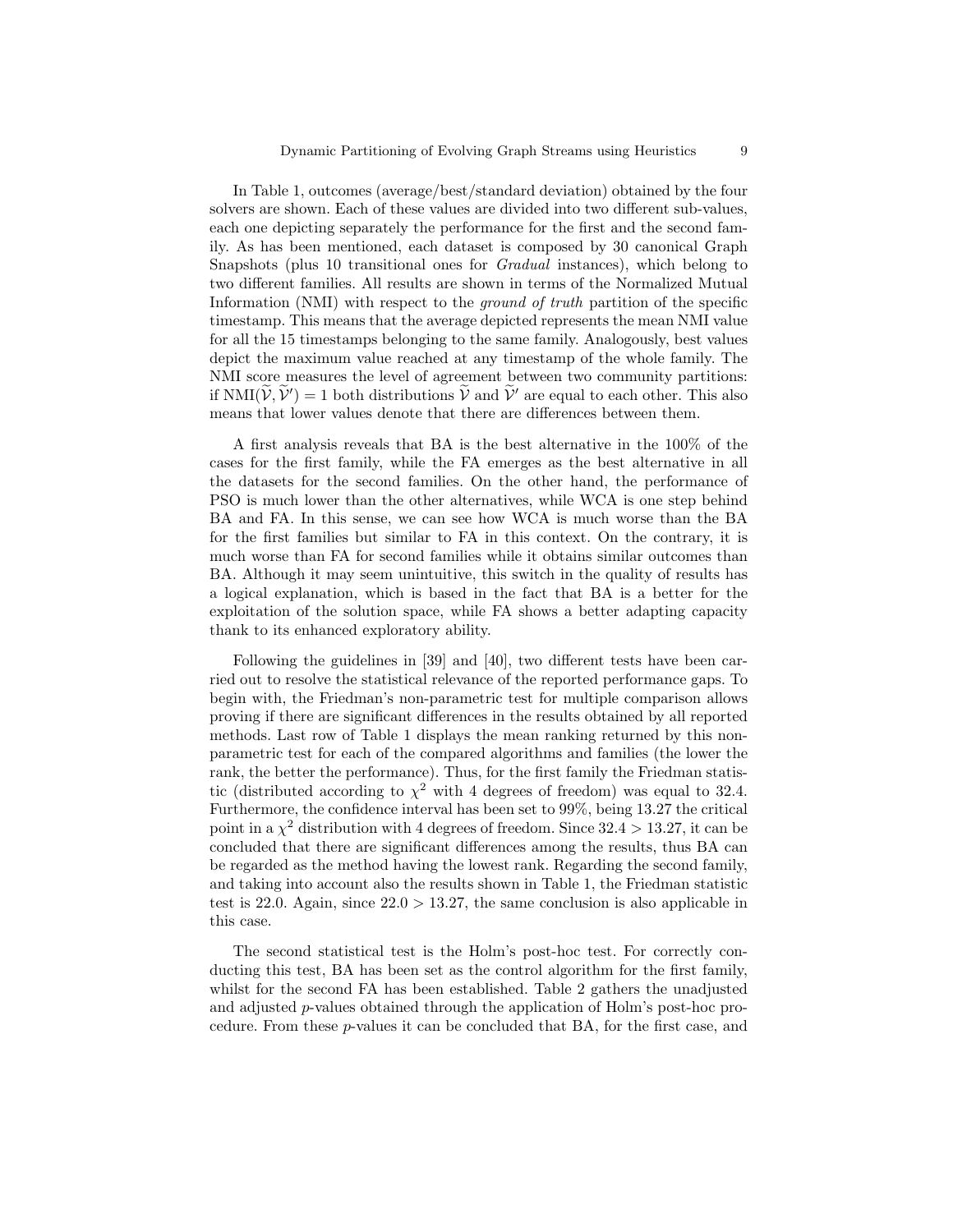In Table 1, outcomes (average/best/standard deviation) obtained by the four solvers are shown. Each of these values are divided into two different sub-values, each one depicting separately the performance for the first and the second family. As has been mentioned, each dataset is composed by 30 canonical Graph Snapshots (plus 10 transitional ones for *Gradual* instances), which belong to two different families. All results are shown in terms of the Normalized Mutual Information (NMI) with respect to the *ground of truth* partition of the specific timestamp. This means that the average depicted represents the mean NMI value for all the 15 timestamps belonging to the same family. Analogously, best values depict the maximum value reached at any timestamp of the whole family. The NMI score measures the level of agreement between two community partitions: if $\text{NMI}(\widetilde{\mathcal{V}}, \widetilde{\mathcal{V}}') = 1$ both distributions $\widetilde{\mathcal{V}}$ and $\widetilde{\mathcal{V}}'$ are equal to each other. This also means that lower values denote that there are differences between them.

A first analysis reveals that BA is the best alternative in the 100% of the cases for the first family, while the FA emerges as the best alternative in all the datasets for the second families. On the other hand, the performance of PSO is much lower than the other alternatives, while WCA is one step behind BA and FA. In this sense, we can see how WCA is much worse than the BA for the first families but similar to FA in this context. On the contrary, it is much worse than FA for second families while it obtains similar outcomes than BA. Although it may seem unintuitive, this switch in the quality of results has a logical explanation, which is based in the fact that BA is a better for the exploitation of the solution space, while FA shows a better adapting capacity thank to its enhanced exploratory ability.

Following the guidelines in [39] and [40], two different tests have been carried out to resolve the statistical relevance of the reported performance gaps. To begin with, the Friedman's non-parametric test for multiple comparison allows proving if there are significant differences in the results obtained by all reported methods. Last row of Table 1 displays the mean ranking returned by this non-parametric test for each of the compared algorithms and families (the lower the rank, the better the performance). Thus, for the first family the Friedman statistic (distributed according to $\chi^2$ with 4 degrees of freedom) was equal to 32.4. Furthermore, the confidence interval has been set to 99%, being 13.27 the critical point in a $\chi^2$ distribution with 4 degrees of freedom. Since $32.4 > 13.27$, it can be concluded that there are significant differences among the results, thus BA can be regarded as the method having the lowest rank. Regarding the second family, and taking into account also the results shown in Table 1, the Friedman statistic test is 22.0. Again, since $22.0 > 13.27$, the same conclusion is also applicable in this case.

The second statistical test is the Holm's post-hoc test. For correctly conducting this test, BA has been set as the control algorithm for the first family, whilst for the second FA has been established. Table 2 gathers the unadjusted and adjusted $p$-values obtained through the application of Holm's post-hoc procedure. From these $p$-values it can be concluded that BA, for the first case, and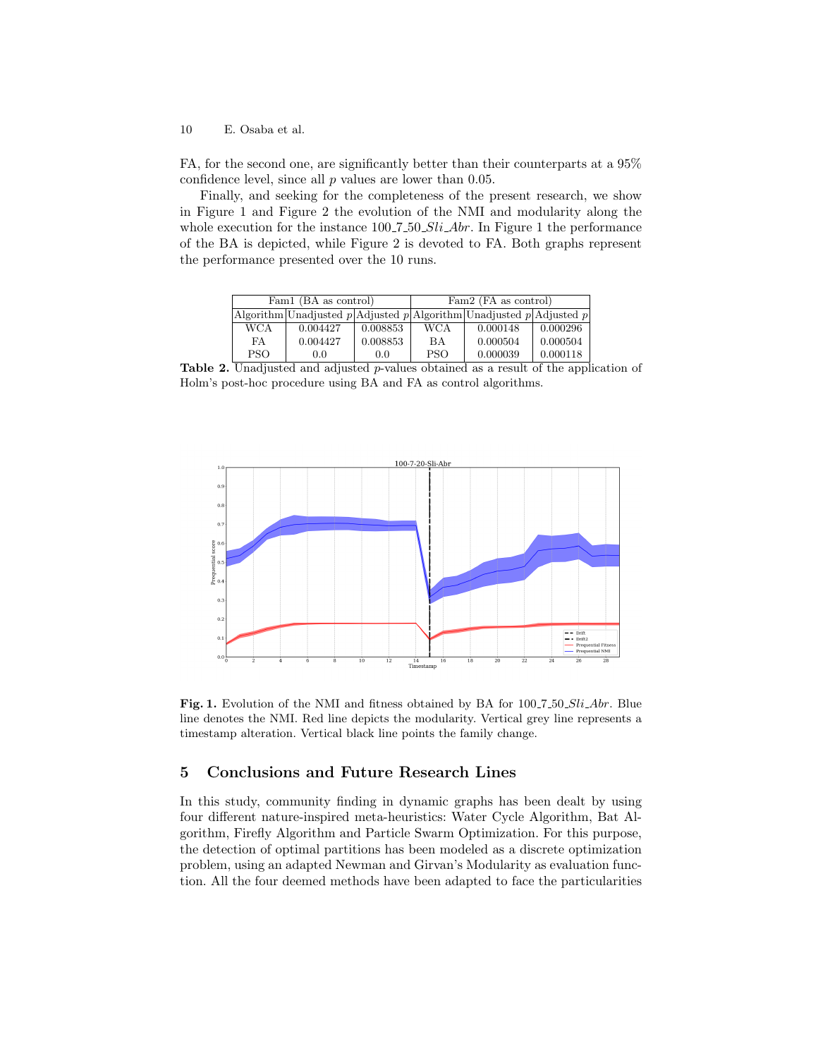FA, for the second one, are significantly better than their counterparts at a 95% confidence level, since all $p$ values are lower than 0.05.

Finally, and seeking for the completeness of the present research, we show in Figure 1 and Figure 2 the evolution of the NMI and modularity along the whole execution for the instance 100_7_50_*Sli_Abr*. In Figure 1 the performance of the BA is depicted, while Figure 2 is devoted to FA. Both graphs represent the performance presented over the 10 runs.

| Fam1 (BA as control) | | | Fam2 (FA as control) | | |
|---|---|---|---|---|---|
| Algorithm | Unadjusted $p$ | Adjusted $p$ | Algorithm | Unadjusted $p$ | Adjusted $p$ |
| WCA | 0.004427 | 0.008853 | WCA | 0.000148 | 0.000296 |
| FA | 0.004427 | 0.008853 | BA | 0.000504 | 0.000504 |
| PSO | 0.0 | 0.0 | PSO | 0.000039 | 0.000118 |

**Table 2.** Unadjusted and adjusted $p$-values obtained as a result of the application of Holm's post-hoc procedure using BA and FA as control algorithms.

**Fig. 1.** Evolution of the NMI and fitness obtained by BA for 100_7_50_*Sli_Abr*. Blue line denotes the NMI. Red line depicts the modularity. Vertical grey line represents a timestamp alteration. Vertical black line points the family change.

## 5 Conclusions and Future Research Lines

In this study, community finding in dynamic graphs has been dealt by using four different nature-inspired meta-heuristics: Water Cycle Algorithm, Bat Algorithm, Firefly Algorithm and Particle Swarm Optimization. For this purpose, the detection of optimal partitions has been modeled as a discrete optimization problem, using an adapted Newman and Girvan's Modularity as evaluation function. All the four deemed methods have been adapted to face the particularities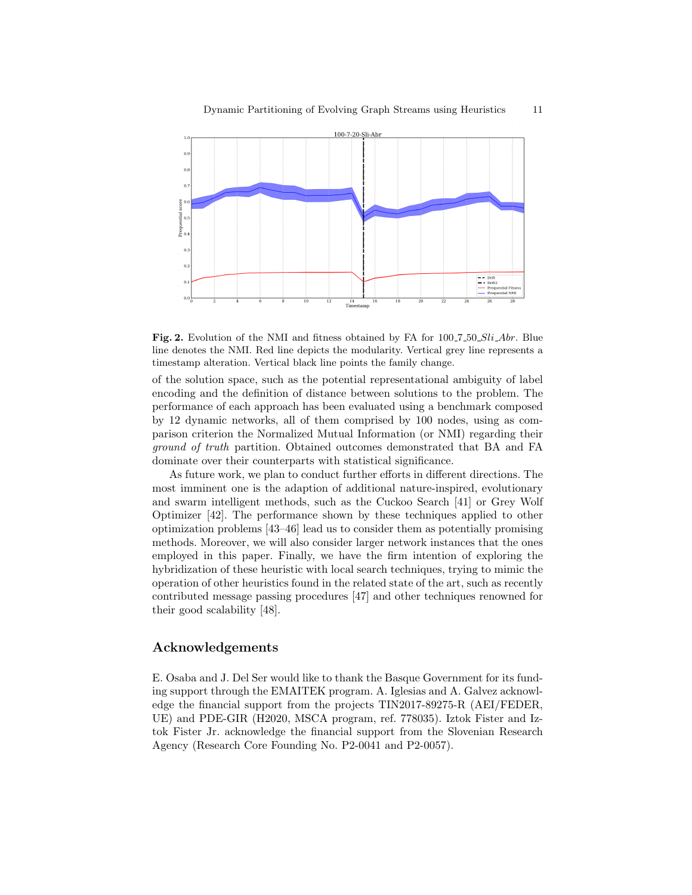**Fig. 2.** Evolution of the NMI and fitness obtained by FA for 100_7_50_*Sli_Abr*. Blue line denotes the NMI. Red line depicts the modularity. Vertical grey line represents a timestamp alteration. Vertical black line points the family change.

of the solution space, such as the potential representational ambiguity of label encoding and the definition of distance between solutions to the problem. The performance of each approach has been evaluated using a benchmark composed by 12 dynamic networks, all of them comprised by 100 nodes, using as comparison criterion the Normalized Mutual Information (or NMI) regarding their *ground of truth* partition. Obtained outcomes demonstrated that BA and FA dominate over their counterparts with statistical significance.

As future work, we plan to conduct further efforts in different directions. The most imminent one is the adaption of additional nature-inspired, evolutionary and swarm intelligent methods, such as the Cuckoo Search [41] or Grey Wolf Optimizer [42]. The performance shown by these techniques applied to other optimization problems [43–46] lead us to consider them as potentially promising methods. Moreover, we will also consider larger network instances that the ones employed in this paper. Finally, we have the firm intention of exploring the hybridization of these heuristic with local search techniques, trying to mimic the operation of other heuristics found in the related state of the art, such as recently contributed message passing procedures [47] and other techniques renowned for their good scalability [48].

## Acknowledgements

E. Osaba and J. Del Ser would like to thank the Basque Government for its funding support through the EMAITEK program. A. Iglesias and A. Galvez acknowledge the financial support from the projects TIN2017-89275-R (AEI/FEDER, UE) and PDE-GIR (H2020, MSCA program, ref. 778035). Iztok Fister and Iztok Fister Jr. acknowledge the financial support from the Slovenian Research Agency (Research Core Founding No. P2-0041 and P2-0057).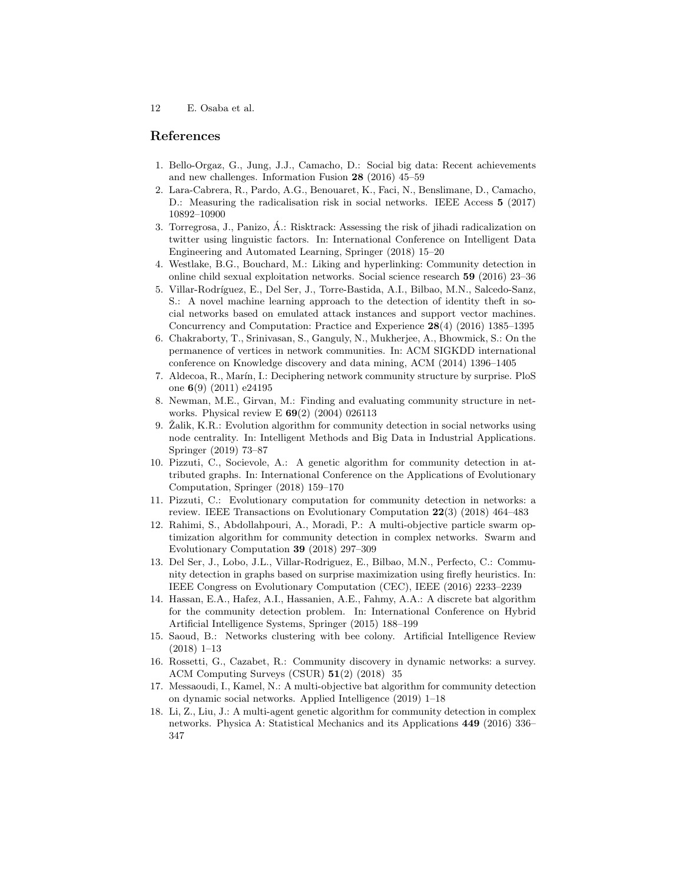## References

1. Bello-Orgaz, G., Jung, J.J., Camacho, D.: Social big data: Recent achievements and new challenges. Information Fusion **28** (2016) 45–59
2. Lara-Cabrera, R., Pardo, A.G., Benouaret, K., Faci, N., Benslimane, D., Camacho, D.: Measuring the radicalisation risk in social networks. IEEE Access **5** (2017) 10892–10900
3. Torregrosa, J., Panizo, Á.: Risktrack: Assessing the risk of jihadi radicalization on twitter using linguistic factors. In: International Conference on Intelligent Data Engineering and Automated Learning, Springer (2018) 15–20
4. Westlake, B.G., Bouchard, M.: Liking and hyperlinking: Community detection in online child sexual exploitation networks. Social science research **59** (2016) 23–36
5. Villar-Rodríguez, E., Del Ser, J., Torre-Bastida, A.I., Bilbao, M.N., Salcedo-Sanz, S.: A novel machine learning approach to the detection of identity theft in social networks based on emulated attack instances and support vector machines. Concurrency and Computation: Practice and Experience **28**(4) (2016) 1385–1395
6. Chakraborty, T., Srinivasan, S., Ganguly, N., Mukherjee, A., Bhowmick, S.: On the permanence of vertices in network communities. In: ACM SIGKDD international conference on Knowledge discovery and data mining, ACM (2014) 1396–1405
7. Aldecoa, R., Marín, I.: Deciphering network community structure by surprise. PloS one **6**(9) (2011) e24195
8. Newman, M.E., Girvan, M.: Finding and evaluating community structure in networks. Physical review E **69**(2) (2004) 026113
9. Žalik, K.R.: Evolution algorithm for community detection in social networks using node centrality. In: Intelligent Methods and Big Data in Industrial Applications. Springer (2019) 73–87
10. Pizzuti, C., Socievole, A.: A genetic algorithm for community detection in attributed graphs. In: International Conference on the Applications of Evolutionary Computation, Springer (2018) 159–170
11. Pizzuti, C.: Evolutionary computation for community detection in networks: a review. IEEE Transactions on Evolutionary Computation **22**(3) (2018) 464–483
12. Rahimi, S., Abdollahpouri, A., Moradi, P.: A multi-objective particle swarm optimization algorithm for community detection in complex networks. Swarm and Evolutionary Computation **39** (2018) 297–309
13. Del Ser, J., Lobo, J.L., Villar-Rodriguez, E., Bilbao, M.N., Perfecto, C.: Community detection in graphs based on surprise maximization using firefly heuristics. In: IEEE Congress on Evolutionary Computation (CEC), IEEE (2016) 2233–2239
14. Hassan, E.A., Hafez, A.I., Hassanien, A.E., Fahmy, A.A.: A discrete bat algorithm for the community detection problem. In: International Conference on Hybrid Artificial Intelligence Systems, Springer (2015) 188–199
15. Saoud, B.: Networks clustering with bee colony. Artificial Intelligence Review (2018) 1–13
16. Rossetti, G., Cazabet, R.: Community discovery in dynamic networks: a survey. ACM Computing Surveys (CSUR) **51**(2) (2018) 35
17. Messaoudi, I., Kamel, N.: A multi-objective bat algorithm for community detection on dynamic social networks. Applied Intelligence (2019) 1–18
18. Li, Z., Liu, J.: A multi-agent genetic algorithm for community detection in complex networks. Physica A: Statistical Mechanics and its Applications **449** (2016) 336–347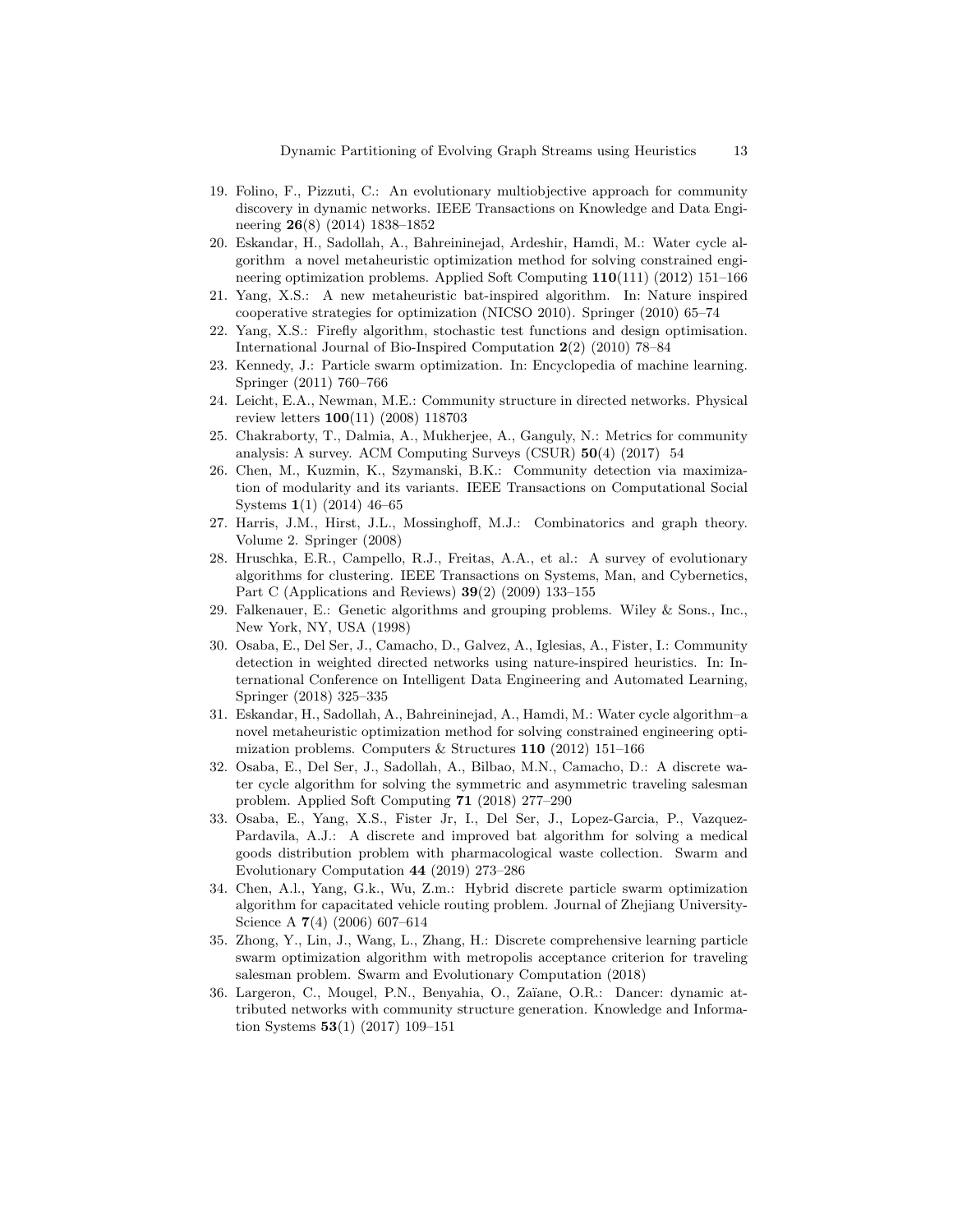19. Folino, F., Pizzuti, C.: An evolutionary multiobjective approach for community discovery in dynamic networks. IEEE Transactions on Knowledge and Data Engineering **26**(8) (2014) 1838–1852
20. Eskandar, H., Sadollah, A., Bahreininejad, Ardeshir, Hamdi, M.: Water cycle algorithm a novel metaheuristic optimization method for solving constrained engineering optimization problems. Applied Soft Computing **110**(111) (2012) 151–166
21. Yang, X.S.: A new metaheuristic bat-inspired algorithm. In: Nature inspired cooperative strategies for optimization (NICSO 2010). Springer (2010) 65–74
22. Yang, X.S.: Firefly algorithm, stochastic test functions and design optimisation. International Journal of Bio-Inspired Computation **2**(2) (2010) 78–84
23. Kennedy, J.: Particle swarm optimization. In: Encyclopedia of machine learning. Springer (2011) 760–766
24. Leicht, E.A., Newman, M.E.: Community structure in directed networks. Physical review letters **100**(11) (2008) 118703
25. Chakraborty, T., Dalmia, A., Mukherjee, A., Ganguly, N.: Metrics for community analysis: A survey. ACM Computing Surveys (CSUR) **50**(4) (2017) 54
26. Chen, M., Kuzmin, K., Szymanski, B.K.: Community detection via maximization of modularity and its variants. IEEE Transactions on Computational Social Systems **1**(1) (2014) 46–65
27. Harris, J.M., Hirst, J.L., Mossinghoff, M.J.: Combinatorics and graph theory. Volume 2. Springer (2008)
28. Hruschka, E.R., Campello, R.J., Freitas, A.A., et al.: A survey of evolutionary algorithms for clustering. IEEE Transactions on Systems, Man, and Cybernetics, Part C (Applications and Reviews) **39**(2) (2009) 133–155
29. Falkenauer, E.: Genetic algorithms and grouping problems. Wiley & Sons., Inc., New York, NY, USA (1998)
30. Osaba, E., Del Ser, J., Camacho, D., Galvez, A., Iglesias, A., Fister, I.: Community detection in weighted directed networks using nature-inspired heuristics. In: International Conference on Intelligent Data Engineering and Automated Learning, Springer (2018) 325–335
31. Eskandar, H., Sadollah, A., Bahreininejad, A., Hamdi, M.: Water cycle algorithm–a novel metaheuristic optimization method for solving constrained engineering optimization problems. Computers & Structures **110** (2012) 151–166
32. Osaba, E., Del Ser, J., Sadollah, A., Bilbao, M.N., Camacho, D.: A discrete water cycle algorithm for solving the symmetric and asymmetric traveling salesman problem. Applied Soft Computing **71** (2018) 277–290
33. Osaba, E., Yang, X.S., Fister Jr, I., Del Ser, J., Lopez-Garcia, P., Vazquez-Pardavila, A.J.: A discrete and improved bat algorithm for solving a medical goods distribution problem with pharmacological waste collection. Swarm and Evolutionary Computation **44** (2019) 273–286
34. Chen, A.l., Yang, G.k., Wu, Z.m.: Hybrid discrete particle swarm optimization algorithm for capacitated vehicle routing problem. Journal of Zhejiang University-Science A **7**(4) (2006) 607–614
35. Zhong, Y., Lin, J., Wang, L., Zhang, H.: Discrete comprehensive learning particle swarm optimization algorithm with metropolis acceptance criterion for traveling salesman problem. Swarm and Evolutionary Computation (2018)
36. Largeron, C., Mougel, P.N., Benyahia, O., Zaïane, O.R.: Dancer: dynamic attributed networks with community structure generation. Knowledge and Information Systems **53**(1) (2017) 109–151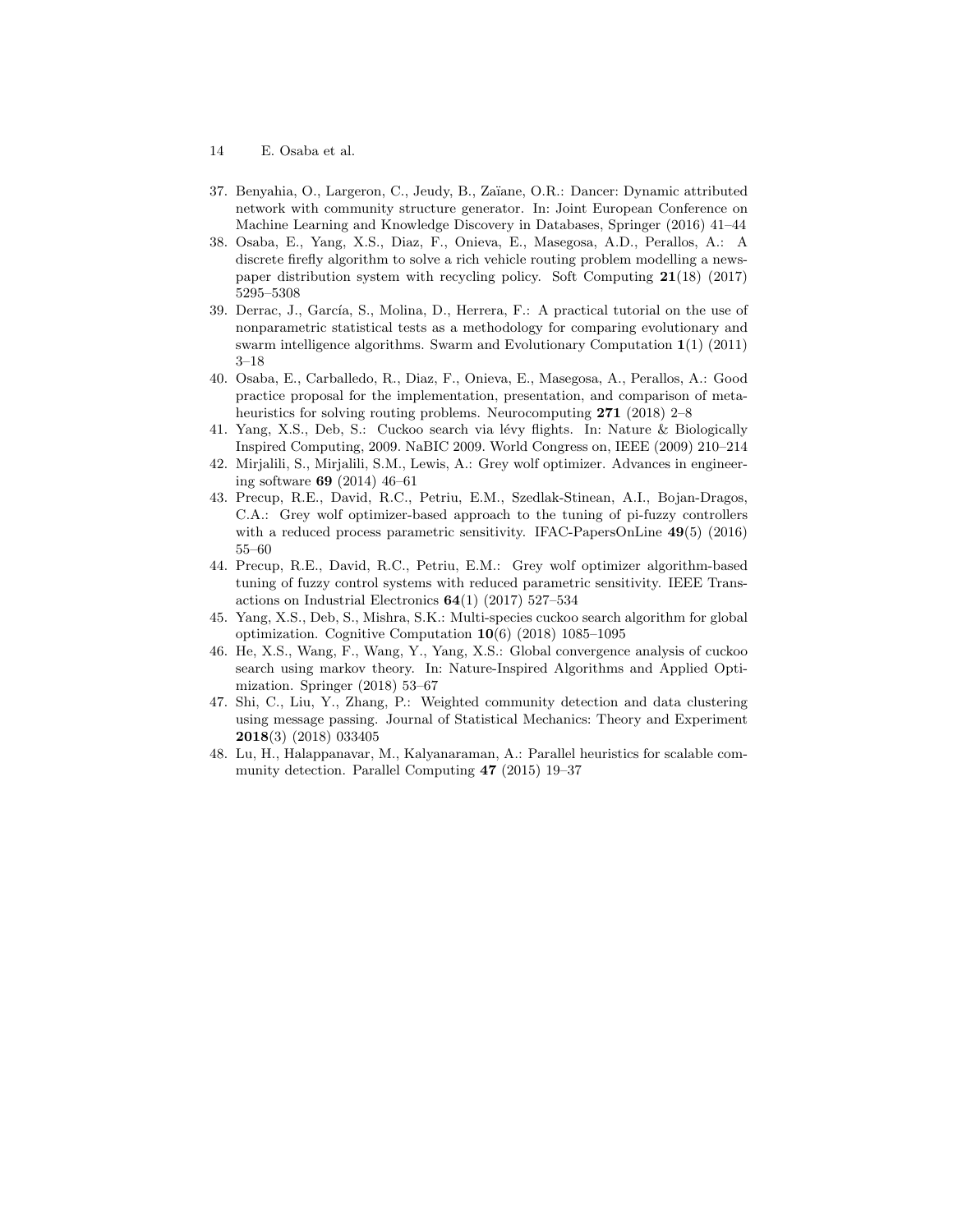37. Benyahia, O., Largeron, C., Jeudy, B., Zaïane, O.R.: Dancer: Dynamic attributed network with community structure generator. In: Joint European Conference on Machine Learning and Knowledge Discovery in Databases, Springer (2016) 41–44
38. Osaba, E., Yang, X.S., Diaz, F., Onieva, E., Masegosa, A.D., Perallos, A.: A discrete firefly algorithm to solve a rich vehicle routing problem modelling a newspaper distribution system with recycling policy. Soft Computing **21**(18) (2017) 5295–5308
39. Derrac, J., García, S., Molina, D., Herrera, F.: A practical tutorial on the use of nonparametric statistical tests as a methodology for comparing evolutionary and swarm intelligence algorithms. Swarm and Evolutionary Computation **1**(1) (2011) 3–18
40. Osaba, E., Carballedo, R., Diaz, F., Onieva, E., Masegosa, A., Perallos, A.: Good practice proposal for the implementation, presentation, and comparison of metaheuristics for solving routing problems. Neurocomputing **271** (2018) 2–8
41. Yang, X.S., Deb, S.: Cuckoo search via lévy flights. In: Nature & Biologically Inspired Computing, 2009. NaBIC 2009. World Congress on, IEEE (2009) 210–214
42. Mirjalili, S., Mirjalili, S.M., Lewis, A.: Grey wolf optimizer. Advances in engineering software **69** (2014) 46–61
43. Precup, R.E., David, R.C., Petriu, E.M., Szedlak-Stinean, A.I., Bojan-Dragos, C.A.: Grey wolf optimizer-based approach to the tuning of pi-fuzzy controllers with a reduced process parametric sensitivity. IFAC-PapersOnLine **49**(5) (2016) 55–60
44. Precup, R.E., David, R.C., Petriu, E.M.: Grey wolf optimizer algorithm-based tuning of fuzzy control systems with reduced parametric sensitivity. IEEE Transactions on Industrial Electronics **64**(1) (2017) 527–534
45. Yang, X.S., Deb, S., Mishra, S.K.: Multi-species cuckoo search algorithm for global optimization. Cognitive Computation **10**(6) (2018) 1085–1095
46. He, X.S., Wang, F., Wang, Y., Yang, X.S.: Global convergence analysis of cuckoo search using markov theory. In: Nature-Inspired Algorithms and Applied Optimization. Springer (2018) 53–67
47. Shi, C., Liu, Y., Zhang, P.: Weighted community detection and data clustering using message passing. Journal of Statistical Mechanics: Theory and Experiment **2018**(3) (2018) 033405
48. Lu, H., Halappanavar, M., Kalyanaraman, A.: Parallel heuristics for scalable community detection. Parallel Computing **47** (2015) 19–37